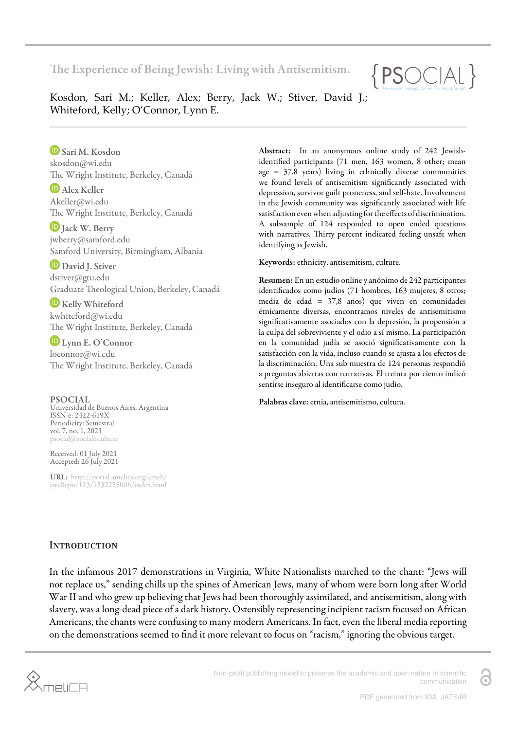# The Experience of Being Jewish: Living with Antisemitism.

Kosdon, Sari M.; Keller, Alex; Berry, Jack W.; Stiver, David J.; Whiteford, Kelly; O'Connor, Lynn E.

**Sari M. Kosdon**
skosdon@wi.edu
The Wright Institute, Berkeley, Canadá

**Alex Keller**
Akeller@wi.edu
The Wright Institute, Berkeley, Canadá

**Jack W. Berry**
jwberry@samford.edu
Samford University, Birmingham, Albania

**David J. Stiver**
dstiver@gtu.edu
Graduate Theological Union, Berkeley, Canadá

**Kelly Whiteford**
kwhiteford@wi.edu
The Wright Institute, Berkeley, Canadá

**Lynn E. O'Connor**
loconnor@wi.edu
The Wright Institute, Berkeley, Canadá

**PSOCIAL**
Universidad de Buenos Aires, Argentina
ISSN-e: 2422-619X
Periodicity: Semestral
vol. 7, no. 1, 2021
psocial@sociales.uba.ar

Received: 01 July 2021
Accepted: 26 July 2021

**URL:** http://portal.amelica.org/ameli/jatsRepo/123/1232225008/index.html

**Abstract:** In an anonymous online study of 242 Jewish-identified participants (71 men, 163 women, 8 other; mean age = 37.8 years) living in ethnically diverse communities we found levels of antisemitism significantly associated with depression, survivor guilt proneness, and self-hate. Involvement in the Jewish community was significantly associated with life satisfaction even when adjusting for the effects of discrimination. A subsample of 124 responded to open ended questions with narratives. Thirty percent indicated feeling unsafe when identifying as Jewish.

**Keywords:** ethnicity, antisemitism, culture.

**Resumen:** En un estudio online y anónimo de 242 participantes identificados como judíos (71 hombres, 163 mujeres, 8 otros; media de edad = 37,8 años) que viven en comunidades étnicamente diversas, encontramos niveles de antisemitismo significativamente asociados con la depresión, la propensión a la culpa del sobreviviente y el odio a sí mismo. La participación en la comunidad judía se asoció significativamente con la satisfacción con la vida, incluso cuando se ajusta a los efectos de la discriminación. Una sub muestra de 124 personas respondió a preguntas abiertas con narrativas. El treinta por ciento indicó sentirse inseguro al identificarse como judío.

**Palabras clave:** etnia, antisemitismo, cultura.

## Introduction

In the infamous 2017 demonstrations in Virginia, White Nationalists marched to the chant: "Jews will not replace us," sending chills up the spines of American Jews, many of whom were born long after World War II and who grew up believing that Jews had been thoroughly assimilated, and antisemitism, along with slavery, was a long-dead piece of a dark history. Ostensibly representing incipient racism focused on African Americans, the chants were confusing to many modern Americans. In fact, even the liberal media reporting on the demonstrations seemed to find it more relevant to focus on "racism," ignoring the obvious target.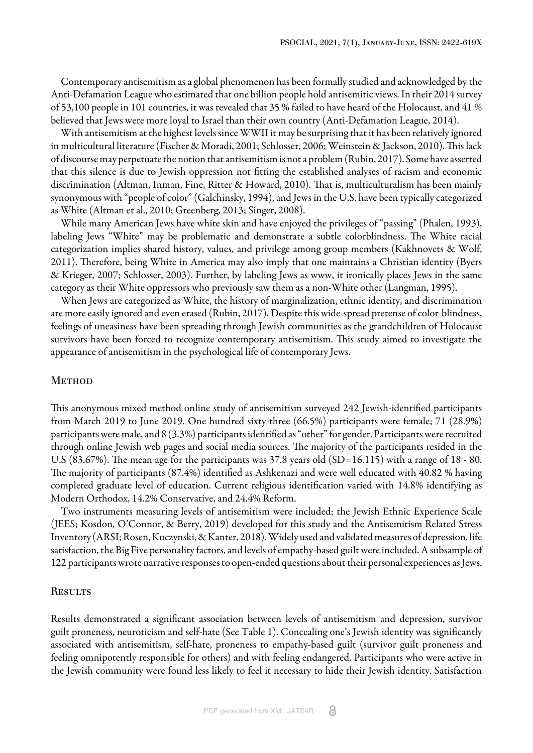Contemporary antisemitism as a global phenomenon has been formally studied and acknowledged by the Anti-Defamation League who estimated that one billion people hold antisemitic views. In their 2014 survey of 53,100 people in 101 countries, it was revealed that 35 % failed to have heard of the Holocaust, and 41 % believed that Jews were more loyal to Israel than their own country (Anti-Defamation League, 2014).

With antisemitism at the highest levels since WWII it may be surprising that it has been relatively ignored in multicultural literature (Fischer & Moradi, 2001; Schlosser, 2006; Weinstein & Jackson, 2010). This lack of discourse may perpetuate the notion that antisemitism is not a problem (Rubin, 2017). Some have asserted that this silence is due to Jewish oppression not fitting the established analyses of racism and economic discrimination (Altman, Inman, Fine, Ritter & Howard, 2010). That is, multiculturalism has been mainly synonymous with "people of color" (Galchinsky, 1994), and Jews in the U.S. have been typically categorized as White (Altman et al., 2010; Greenberg, 2013; Singer, 2008).

While many American Jews have white skin and have enjoyed the privileges of "passing" (Phalen, 1993), labeling Jews "White" may be problematic and demonstrate a subtle colorblindness. The White racial categorization implies shared history, values, and privilege among group members (Kakhnovets & Wolf, 2011). Therefore, being White in America may also imply that one maintains a Christian identity (Byers & Krieger, 2007; Schlosser, 2003). Further, by labeling Jews as www, it ironically places Jews in the same category as their White oppressors who previously saw them as a non-White other (Langman, 1995).

When Jews are categorized as White, the history of marginalization, ethnic identity, and discrimination are more easily ignored and even erased (Rubin, 2017). Despite this wide-spread pretense of color-blindness, feelings of uneasiness have been spreading through Jewish communities as the grandchildren of Holocaust survivors have been forced to recognize contemporary antisemitism. This study aimed to investigate the appearance of antisemitism in the psychological life of contemporary Jews.

## Method

This anonymous mixed method online study of antisemitism surveyed 242 Jewish-identified participants from March 2019 to June 2019. One hundred sixty-three (66.5%) participants were female; 71 (28.9%) participants were male, and 8 (3.3%) participants identified as "other" for gender. Participants were recruited through online Jewish web pages and social media sources. The majority of the participants resided in the U.S (83.67%). The mean age for the participants was 37.8 years old (SD=16.115) with a range of 18 - 80. The majority of participants (87.4%) identified as Ashkenazi and were well educated with 40.82 % having completed graduate level of education. Current religious identification varied with 14.8% identifying as Modern Orthodox, 14.2% Conservative, and 24.4% Reform.

Two instruments measuring levels of antisemitism were included; the Jewish Ethnic Experience Scale (JEES; Kosdon, O'Connor, & Berry, 2019) developed for this study and the Antisemitism Related Stress Inventory (ARSI; Rosen, Kuczynski, & Kanter, 2018). Widely used and validated measures of depression, life satisfaction, the Big Five personality factors, and levels of empathy-based guilt were included. A subsample of 122 participants wrote narrative responses to open-ended questions about their personal experiences as Jews.

## Results

Results demonstrated a significant association between levels of antisemitism and depression, survivor guilt proneness, neuroticism and self-hate (See Table 1). Concealing one's Jewish identity was significantly associated with antisemitism, self-hate, proneness to empathy-based guilt (survivor guilt proneness and feeling omnipotently responsible for others) and with feeling endangered. Participants who were active in the Jewish community were found less likely to feel it necessary to hide their Jewish identity. Satisfaction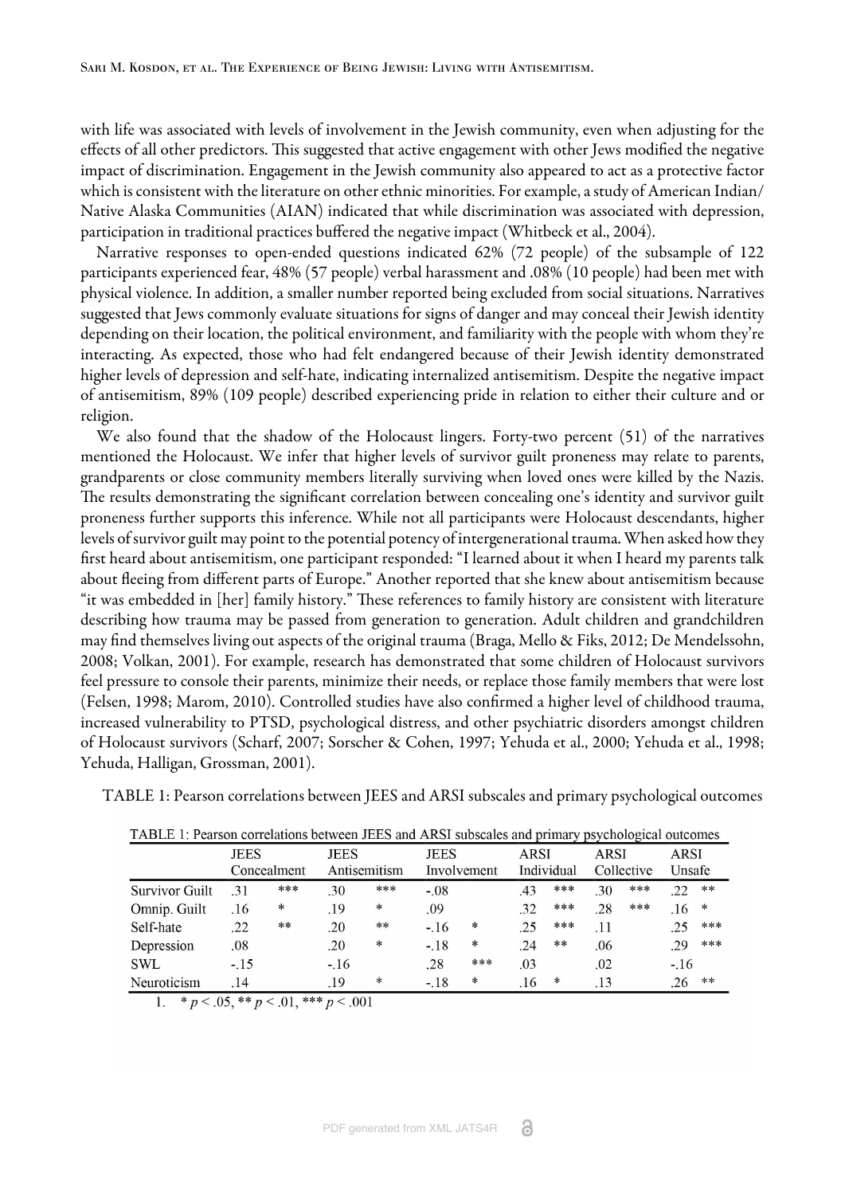with life was associated with levels of involvement in the Jewish community, even when adjusting for the effects of all other predictors. This suggested that active engagement with other Jews modified the negative impact of discrimination. Engagement in the Jewish community also appeared to act as a protective factor which is consistent with the literature on other ethnic minorities. For example, a study of American Indian/Native Alaska Communities (AIAN) indicated that while discrimination was associated with depression, participation in traditional practices buffered the negative impact (Whitbeck et al., 2004).

Narrative responses to open-ended questions indicated 62% (72 people) of the subsample of 122 participants experienced fear, 48% (57 people) verbal harassment and .08% (10 people) had been met with physical violence. In addition, a smaller number reported being excluded from social situations. Narratives suggested that Jews commonly evaluate situations for signs of danger and may conceal their Jewish identity depending on their location, the political environment, and familiarity with the people with whom they're interacting. As expected, those who had felt endangered because of their Jewish identity demonstrated higher levels of depression and self-hate, indicating internalized antisemitism. Despite the negative impact of antisemitism, 89% (109 people) described experiencing pride in relation to either their culture and or religion.

We also found that the shadow of the Holocaust lingers. Forty-two percent (51) of the narratives mentioned the Holocaust. We infer that higher levels of survivor guilt proneness may relate to parents, grandparents or close community members literally surviving when loved ones were killed by the Nazis. The results demonstrating the significant correlation between concealing one's identity and survivor guilt proneness further supports this inference. While not all participants were Holocaust descendants, higher levels of survivor guilt may point to the potential potency of intergenerational trauma. When asked how they first heard about antisemitism, one participant responded: "I learned about it when I heard my parents talk about fleeing from different parts of Europe." Another reported that she knew about antisemitism because "it was embedded in [her] family history." These references to family history are consistent with literature describing how trauma may be passed from generation to generation. Adult children and grandchildren may find themselves living out aspects of the original trauma (Braga, Mello & Fiks, 2012; De Mendelssohn, 2008; Volkan, 2001). For example, research has demonstrated that some children of Holocaust survivors feel pressure to console their parents, minimize their needs, or replace those family members that were lost (Felsen, 1998; Marom, 2010). Controlled studies have also confirmed a higher level of childhood trauma, increased vulnerability to PTSD, psychological distress, and other psychiatric disorders amongst children of Holocaust survivors (Scharf, 2007; Sorscher & Cohen, 1997; Yehuda et al., 2000; Yehuda et al., 1998; Yehuda, Halligan, Grossman, 2001).

TABLE 1: Pearson correlations between JEES and ARSI subscales and primary psychological outcomes

| | JEES Concealment | | JEES Antisemitism | | JEES Involvement | | ARSI Individual | | ARSI Collective | | ARSI Unsafe | |
|---|---|---|---|---|---|---|---|---|---|---|---|---|
| Survivor Guilt | .31 | *** | .30 | *** | -.08 | | .43 | *** | .30 | *** | .22 | ** |
| Omnip. Guilt | .16 | * | .19 | * | .09 | | .32 | *** | .28 | *** | .16 | * |
| Self-hate | .22 | ** | .20 | ** | -.16 | * | .25 | *** | .11 | | .25 | *** |
| Depression | .08 | | .20 | * | -.18 | * | .24 | ** | .06 | | .29 | *** |
| SWL | -.15 | | -.16 | | .28 | *** | .03 | | .02 | | -.16 | |
| Neuroticism | .14 | | .19 | * | -.18 | * | .16 | * | .13 | | .26 | ** |

1. * $p < .05$, ** $p < .01$, *** $p < .001$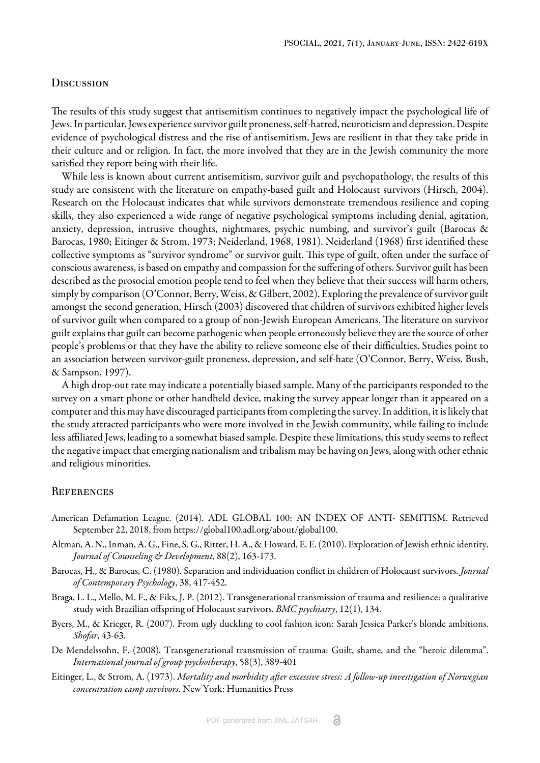## Discussion

The results of this study suggest that antisemitism continues to negatively impact the psychological life of Jews. In particular, Jews experience survivor guilt proneness, self-hatred, neuroticism and depression. Despite evidence of psychological distress and the rise of antisemitism, Jews are resilient in that they take pride in their culture and or religion. In fact, the more involved that they are in the Jewish community the more satisfied they report being with their life.

While less is known about current antisemitism, survivor guilt and psychopathology, the results of this study are consistent with the literature on empathy-based guilt and Holocaust survivors (Hirsch, 2004). Research on the Holocaust indicates that while survivors demonstrate tremendous resilience and coping skills, they also experienced a wide range of negative psychological symptoms including denial, agitation, anxiety, depression, intrusive thoughts, nightmares, psychic numbing, and survivor's guilt (Barocas & Barocas, 1980; Eitinger & Strom, 1973; Neiderland, 1968, 1981). Neiderland (1968) first identified these collective symptoms as "survivor syndrome" or survivor guilt. This type of guilt, often under the surface of conscious awareness, is based on empathy and compassion for the suffering of others. Survivor guilt has been described as the prosocial emotion people tend to feel when they believe that their success will harm others, simply by comparison (O'Connor, Berry, Weiss, & Gilbert, 2002). Exploring the prevalence of survivor guilt amongst the second generation, Hirsch (2003) discovered that children of survivors exhibited higher levels of survivor guilt when compared to a group of non-Jewish European Americans. The literature on survivor guilt explains that guilt can become pathogenic when people erroneously believe they are the source of other people's problems or that they have the ability to relieve someone else of their difficulties. Studies point to an association between survivor-guilt proneness, depression, and self-hate (O'Connor, Berry, Weiss, Bush, & Sampson, 1997).

A high drop-out rate may indicate a potentially biased sample. Many of the participants responded to the survey on a smart phone or other handheld device, making the survey appear longer than it appeared on a computer and this may have discouraged participants from completing the survey. In addition, it is likely that the study attracted participants who were more involved in the Jewish community, while failing to include less affiliated Jews, leading to a somewhat biased sample. Despite these limitations, this study seems to reflect the negative impact that emerging nationalism and tribalism may be having on Jews, along with other ethnic and religious minorities.

## References

American Defamation League. (2014). ADL GLOBAL 100: AN INDEX OF ANTI- SEMITISM. Retrieved September 22, 2018, from https://global100.adl.org/about/global100.

Altman, A. N., Inman, A. G., Fine, S. G., Ritter, H. A., & Howard, E. E. (2010). Exploration of Jewish ethnic identity. *Journal of Counseling & Development*, 88(2), 163-173.

Barocas, H., & Barocas, C. (1980). Separation and individuation conflict in children of Holocaust survivors. *Journal of Contemporary Psychology*, 38, 417-452.

Braga, L. L., Mello, M. F., & Fiks, J. P. (2012). Transgenerational transmission of trauma and resilience: a qualitative study with Brazilian offspring of Holocaust survivors. *BMC psychiatry*, 12(1), 134.

Byers, M., & Krieger, R. (2007). From ugly duckling to cool fashion icon: Sarah Jessica Parker's blonde ambitions. *Shofar*, 43-63.

De Mendelssohn, F. (2008). Transgenerational transmission of trauma: Guilt, shame, and the "heroic dilemma". *International journal of group psychotherapy*, 58(3), 389-401

Eitinger, L., & Strom, A. (1973). *Mortality and morbidity after excessive stress: A follow-up investigation of Norwegian concentration camp survivors.* New York: Humanities Press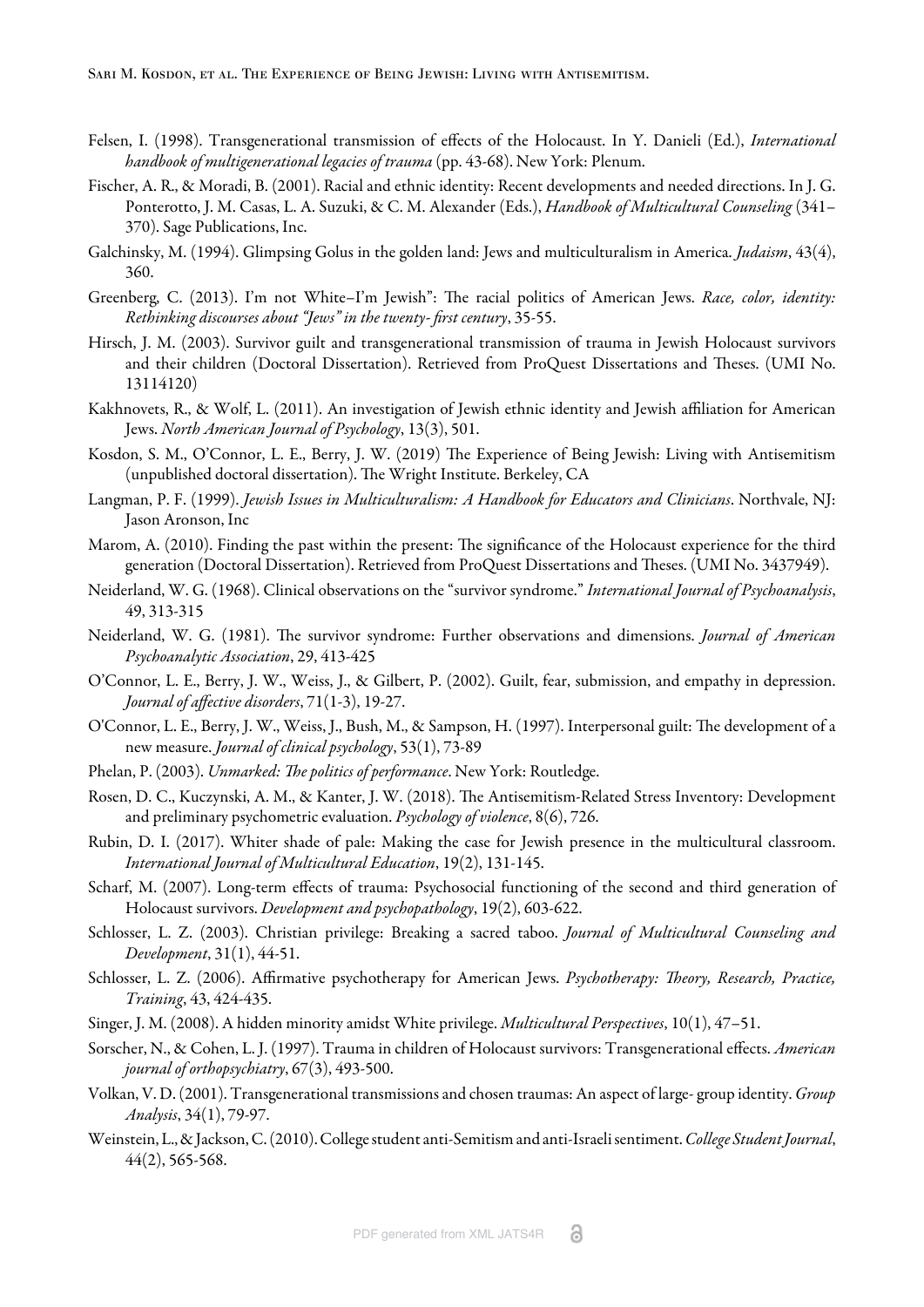Felsen, I. (1998). Transgenerational transmission of effects of the Holocaust. In Y. Danieli (Ed.), *International handbook of multigenerational legacies of trauma* (pp. 43-68). New York: Plenum.

Fischer, A. R., & Moradi, B. (2001). Racial and ethnic identity: Recent developments and needed directions. In J. G. Ponterotto, J. M. Casas, L. A. Suzuki, & C. M. Alexander (Eds.), *Handbook of Multicultural Counseling* (341–370). Sage Publications, Inc.

Galchinsky, M. (1994). Glimpsing Golus in the golden land: Jews and multiculturalism in America. *Judaism*, 43(4), 360.

Greenberg, C. (2013). I'm not White–I'm Jewish": The racial politics of American Jews. *Race, color, identity: Rethinking discourses about "Jews" in the twenty- first century*, 35-55.

Hirsch, J. M. (2003). Survivor guilt and transgenerational transmission of trauma in Jewish Holocaust survivors and their children (Doctoral Dissertation). Retrieved from ProQuest Dissertations and Theses. (UMI No. 13114120)

Kakhnovets, R., & Wolf, L. (2011). An investigation of Jewish ethnic identity and Jewish affiliation for American Jews. *North American Journal of Psychology*, 13(3), 501.

Kosdon, S. M., O'Connor, L. E., Berry, J. W. (2019) The Experience of Being Jewish: Living with Antisemitism (unpublished doctoral dissertation). The Wright Institute. Berkeley, CA

Langman, P. F. (1999). *Jewish Issues in Multiculturalism: A Handbook for Educators and Clinicians*. Northvale, NJ: Jason Aronson, Inc

Marom, A. (2010). Finding the past within the present: The significance of the Holocaust experience for the third generation (Doctoral Dissertation). Retrieved from ProQuest Dissertations and Theses. (UMI No. 3437949).

Neiderland, W. G. (1968). Clinical observations on the "survivor syndrome." *International Journal of Psychoanalysis*, 49, 313-315

Neiderland, W. G. (1981). The survivor syndrome: Further observations and dimensions. *Journal of American Psychoanalytic Association*, 29, 413-425

O'Connor, L. E., Berry, J. W., Weiss, J., & Gilbert, P. (2002). Guilt, fear, submission, and empathy in depression. *Journal of affective disorders*, 71(1-3), 19-27.

O'Connor, L. E., Berry, J. W., Weiss, J., Bush, M., & Sampson, H. (1997). Interpersonal guilt: The development of a new measure. *Journal of clinical psychology*, 53(1), 73-89

Phelan, P. (2003). *Unmarked: The politics of performance*. New York: Routledge.

Rosen, D. C., Kuczynski, A. M., & Kanter, J. W. (2018). The Antisemitism-Related Stress Inventory: Development and preliminary psychometric evaluation. *Psychology of violence*, 8(6), 726.

Rubin, D. I. (2017). Whiter shade of pale: Making the case for Jewish presence in the multicultural classroom. *International Journal of Multicultural Education*, 19(2), 131-145.

Scharf, M. (2007). Long-term effects of trauma: Psychosocial functioning of the second and third generation of Holocaust survivors. *Development and psychopathology*, 19(2), 603-622.

Schlosser, L. Z. (2003). Christian privilege: Breaking a sacred taboo. *Journal of Multicultural Counseling and Development*, 31(1), 44-51.

Schlosser, L. Z. (2006). Affirmative psychotherapy for American Jews. *Psychotherapy: Theory, Research, Practice, Training*, 43, 424-435.

Singer, J. M. (2008). A hidden minority amidst White privilege. *Multicultural Perspectives*, 10(1), 47–51.

Sorscher, N., & Cohen, L. J. (1997). Trauma in children of Holocaust survivors: Transgenerational effects. *American journal of orthopsychiatry*, 67(3), 493-500.

Volkan, V. D. (2001). Transgenerational transmissions and chosen traumas: An aspect of large- group identity. *Group Analysis*, 34(1), 79-97.

Weinstein, L., & Jackson, C. (2010). College student anti-Semitism and anti-Israeli sentiment. *College Student Journal*, 44(2), 565-568.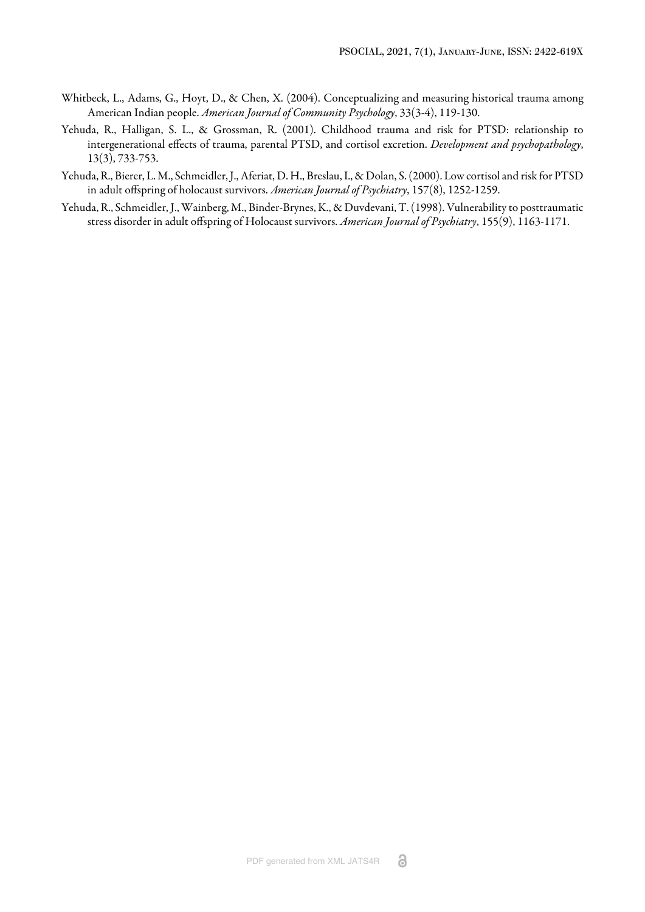Whitbeck, L., Adams, G., Hoyt, D., & Chen, X. (2004). Conceptualizing and measuring historical trauma among American Indian people. *American Journal of Community Psychology*, 33(3-4), 119-130.

Yehuda, R., Halligan, S. L., & Grossman, R. (2001). Childhood trauma and risk for PTSD: relationship to intergenerational effects of trauma, parental PTSD, and cortisol excretion. *Development and psychopathology*, 13(3), 733-753.

Yehuda, R., Bierer, L. M., Schmeidler, J., Aferiat, D. H., Breslau, I., & Dolan, S. (2000). Low cortisol and risk for PTSD in adult offspring of holocaust survivors. *American Journal of Psychiatry*, 157(8), 1252-1259.

Yehuda, R., Schmeidler, J., Wainberg, M., Binder-Brynes, K., & Duvdevani, T. (1998). Vulnerability to posttraumatic stress disorder in adult offspring of Holocaust survivors. *American Journal of Psychiatry*, 155(9), 1163-1171.